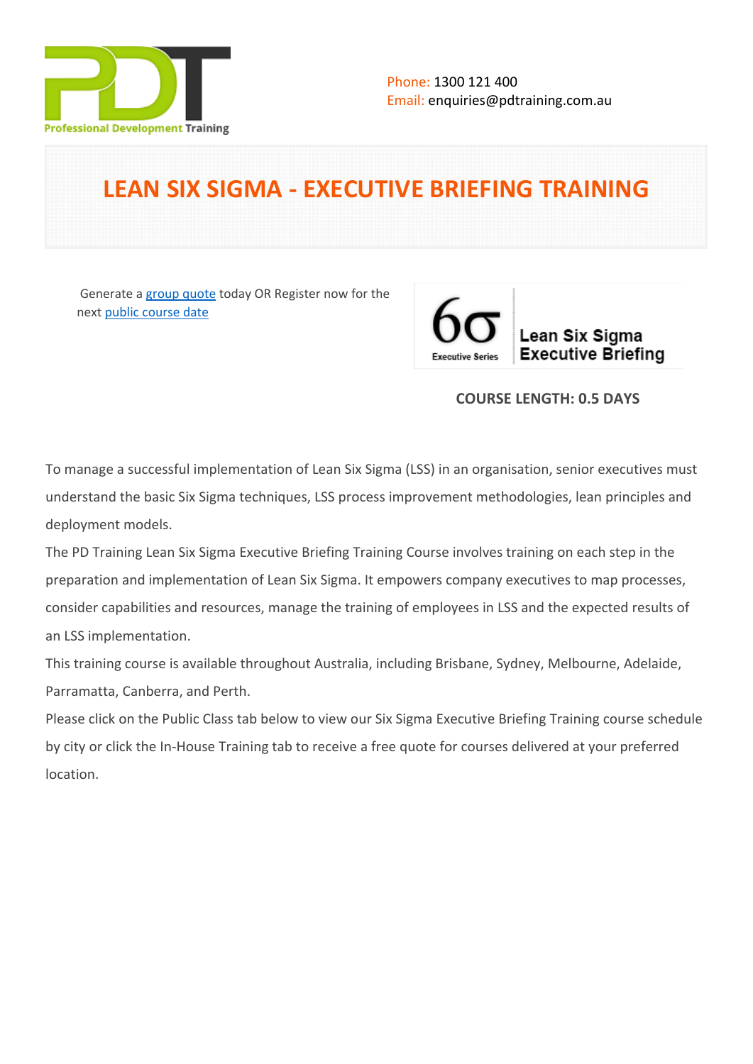Professional Development Training

Phone: 1300 121 400
Email: enquiries@pdtraining.com.au

# LEAN SIX SIGMA - EXECUTIVE BRIEFING TRAINING

Generate a group quote today OR Register now for the next public course date

6σ Executive Series — Lean Six Sigma Executive Briefing

**COURSE LENGTH: 0.5 DAYS**

To manage a successful implementation of Lean Six Sigma (LSS) in an organisation, senior executives must understand the basic Six Sigma techniques, LSS process improvement methodologies, lean principles and deployment models.

The PD Training Lean Six Sigma Executive Briefing Training Course involves training on each step in the preparation and implementation of Lean Six Sigma. It empowers company executives to map processes, consider capabilities and resources, manage the training of employees in LSS and the expected results of an LSS implementation.

This training course is available throughout Australia, including Brisbane, Sydney, Melbourne, Adelaide, Parramatta, Canberra, and Perth.

Please click on the Public Class tab below to view our Six Sigma Executive Briefing Training course schedule by city or click the In-House Training tab to receive a free quote for courses delivered at your preferred location.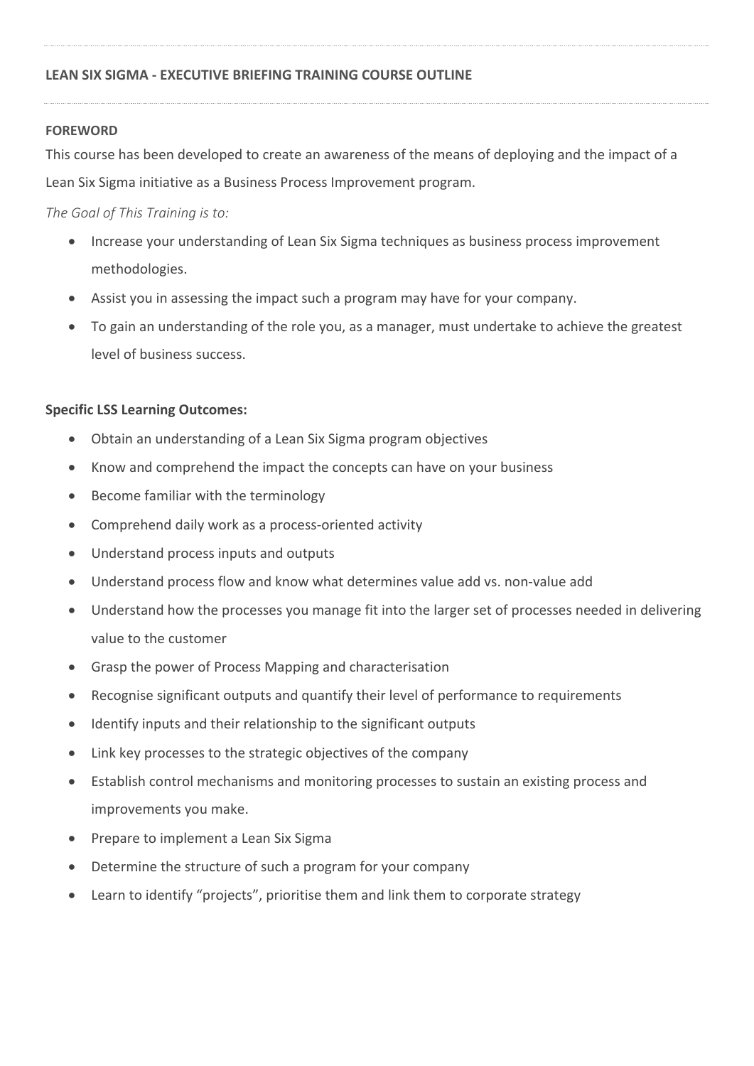## LEAN SIX SIGMA - EXECUTIVE BRIEFING TRAINING COURSE OUTLINE

### FOREWORD

This course has been developed to create an awareness of the means of deploying and the impact of a Lean Six Sigma initiative as a Business Process Improvement program.

*The Goal of This Training is to:*

- Increase your understanding of Lean Six Sigma techniques as business process improvement methodologies.
- Assist you in assessing the impact such a program may have for your company.
- To gain an understanding of the role you, as a manager, must undertake to achieve the greatest level of business success.

**Specific LSS Learning Outcomes:**

- Obtain an understanding of a Lean Six Sigma program objectives
- Know and comprehend the impact the concepts can have on your business
- Become familiar with the terminology
- Comprehend daily work as a process-oriented activity
- Understand process inputs and outputs
- Understand process flow and know what determines value add vs. non-value add
- Understand how the processes you manage fit into the larger set of processes needed in delivering value to the customer
- Grasp the power of Process Mapping and characterisation
- Recognise significant outputs and quantify their level of performance to requirements
- Identify inputs and their relationship to the significant outputs
- Link key processes to the strategic objectives of the company
- Establish control mechanisms and monitoring processes to sustain an existing process and improvements you make.
- Prepare to implement a Lean Six Sigma
- Determine the structure of such a program for your company
- Learn to identify "projects", prioritise them and link them to corporate strategy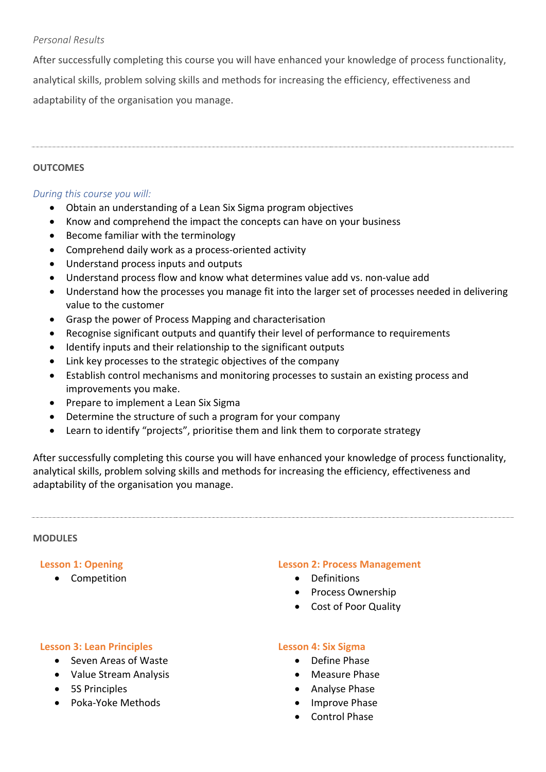*Personal Results*

After successfully completing this course you will have enhanced your knowledge of process functionality, analytical skills, problem solving skills and methods for increasing the efficiency, effectiveness and adaptability of the organisation you manage.

---

**OUTCOMES**

*During this course you will:*

- Obtain an understanding of a Lean Six Sigma program objectives
- Know and comprehend the impact the concepts can have on your business
- Become familiar with the terminology
- Comprehend daily work as a process-oriented activity
- Understand process inputs and outputs
- Understand process flow and know what determines value add vs. non-value add
- Understand how the processes you manage fit into the larger set of processes needed in delivering value to the customer
- Grasp the power of Process Mapping and characterisation
- Recognise significant outputs and quantify their level of performance to requirements
- Identify inputs and their relationship to the significant outputs
- Link key processes to the strategic objectives of the company
- Establish control mechanisms and monitoring processes to sustain an existing process and improvements you make.
- Prepare to implement a Lean Six Sigma
- Determine the structure of such a program for your company
- Learn to identify "projects", prioritise them and link them to corporate strategy

After successfully completing this course you will have enhanced your knowledge of process functionality, analytical skills, problem solving skills and methods for increasing the efficiency, effectiveness and adaptability of the organisation you manage.

---

**MODULES**

**Lesson 1: Opening**

- Competition

**Lesson 2: Process Management**

- Definitions
- Process Ownership
- Cost of Poor Quality

**Lesson 3: Lean Principles**

- Seven Areas of Waste
- Value Stream Analysis
- 5S Principles
- Poka-Yoke Methods

**Lesson 4: Six Sigma**

- Define Phase
- Measure Phase
- Analyse Phase
- Improve Phase
- Control Phase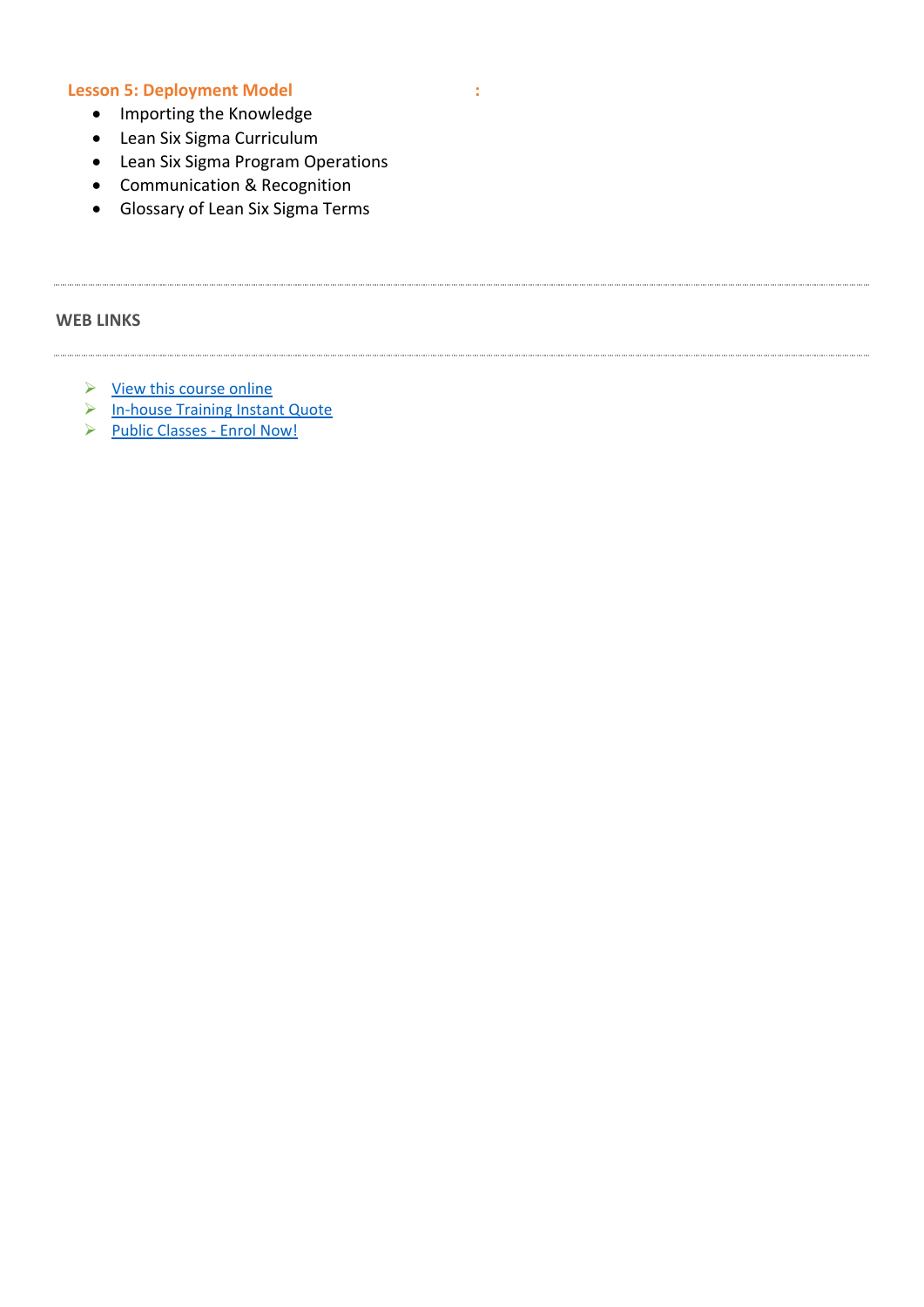### Lesson 5: Deployment Model

- Importing the Knowledge
- Lean Six Sigma Curriculum
- Lean Six Sigma Program Operations
- Communication & Recognition
- Glossary of Lean Six Sigma Terms

---

**WEB LINKS**

---

- View this course online
- In-house Training Instant Quote
- Public Classes - Enrol Now!